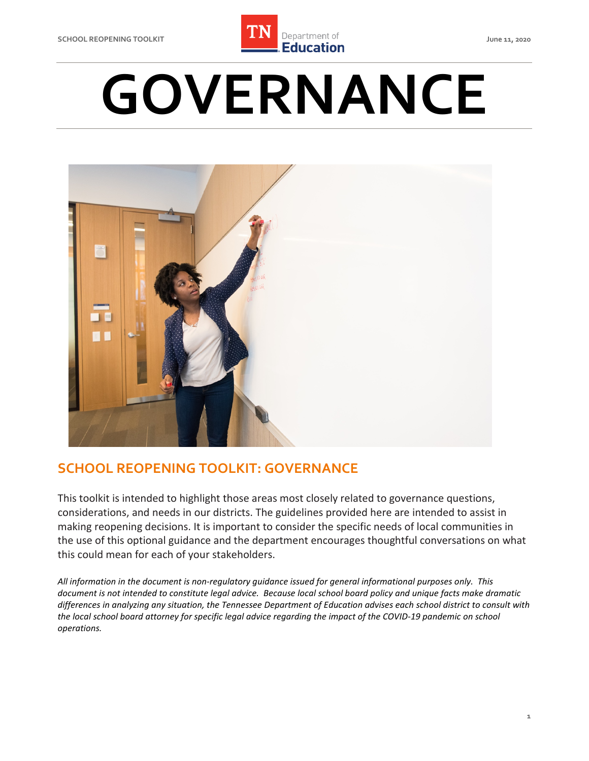# GOVERNANCE

## SCHOOL REOPENING TOOLKIT: GOVERNANCE

This toolkit is intended to highlight those areas most closely related to governance questions, considerations, and needs in our districts. The guidelines provided here are intended to assist in making reopening decisions. It is important to consider the specific needs of local communities in the use of this optional guidance and the department encourages thoughtful conversations on what this could mean for each of your stakeholders.

*All information in the document is non-regulatory guidance issued for general informational purposes only. This document is not intended to constitute legal advice. Because local school board policy and unique facts make dramatic differences in analyzing any situation, the Tennessee Department of Education advises each school district to consult with the local school board attorney for specific legal advice regarding the impact of the COVID-19 pandemic on school operations.*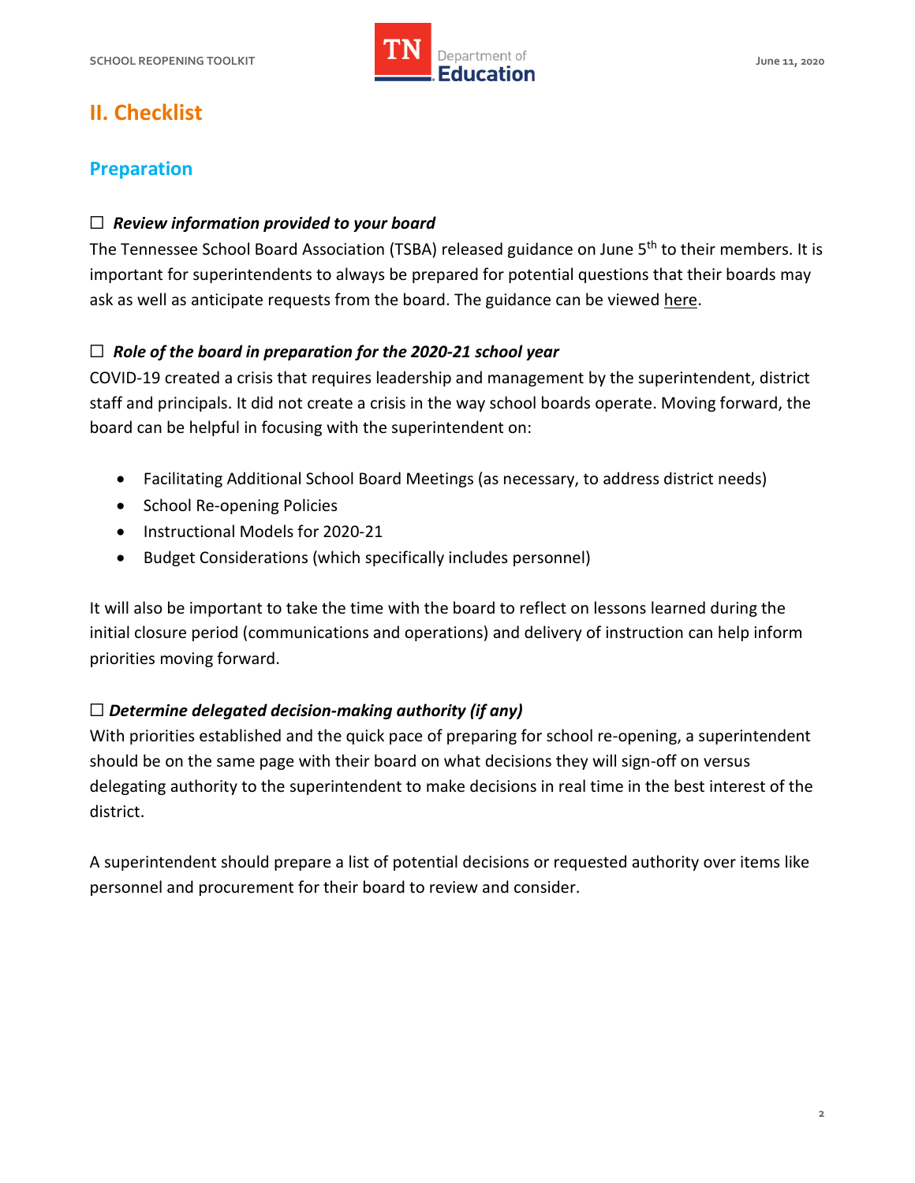## II. Checklist

### Preparation

☐ ***Review information provided to your board***

The Tennessee School Board Association (TSBA) released guidance on June 5th to their members. It is important for superintendents to always be prepared for potential questions that their boards may ask as well as anticipate requests from the board. The guidance can be viewed here.

☐ ***Role of the board in preparation for the 2020-21 school year***

COVID-19 created a crisis that requires leadership and management by the superintendent, district staff and principals. It did not create a crisis in the way school boards operate. Moving forward, the board can be helpful in focusing with the superintendent on:

- Facilitating Additional School Board Meetings (as necessary, to address district needs)
- School Re-opening Policies
- Instructional Models for 2020-21
- Budget Considerations (which specifically includes personnel)

It will also be important to take the time with the board to reflect on lessons learned during the initial closure period (communications and operations) and delivery of instruction can help inform priorities moving forward.

☐ ***Determine delegated decision-making authority (if any)***

With priorities established and the quick pace of preparing for school re-opening, a superintendent should be on the same page with their board on what decisions they will sign-off on versus delegating authority to the superintendent to make decisions in real time in the best interest of the district.

A superintendent should prepare a list of potential decisions or requested authority over items like personnel and procurement for their board to review and consider.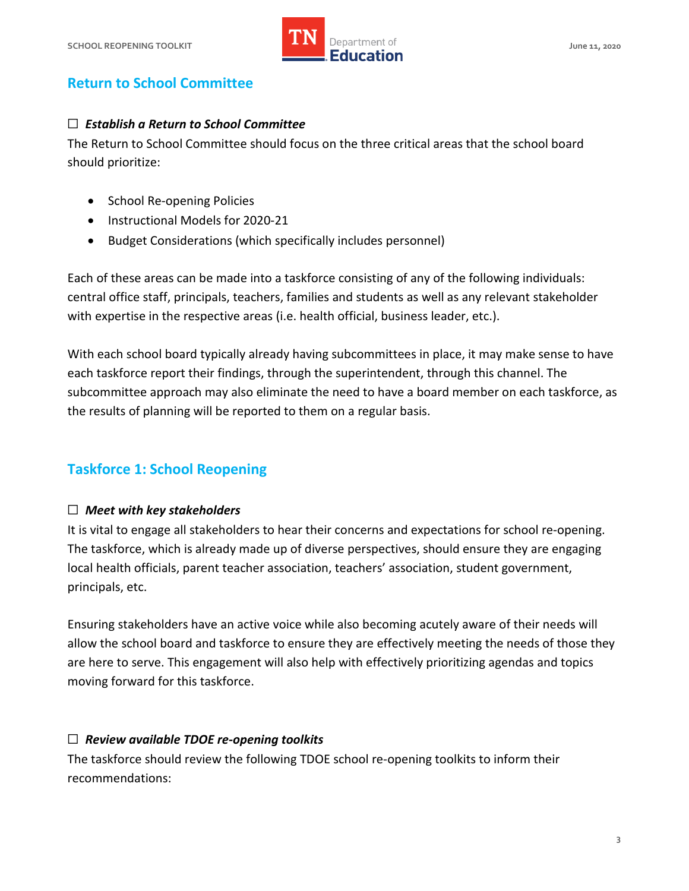## Return to School Committee

☐ ***Establish a Return to School Committee***

The Return to School Committee should focus on the three critical areas that the school board should prioritize:

- School Re-opening Policies
- Instructional Models for 2020-21
- Budget Considerations (which specifically includes personnel)

Each of these areas can be made into a taskforce consisting of any of the following individuals: central office staff, principals, teachers, families and students as well as any relevant stakeholder with expertise in the respective areas (i.e. health official, business leader, etc.).

With each school board typically already having subcommittees in place, it may make sense to have each taskforce report their findings, through the superintendent, through this channel. The subcommittee approach may also eliminate the need to have a board member on each taskforce, as the results of planning will be reported to them on a regular basis.

## Taskforce 1: School Reopening

☐ ***Meet with key stakeholders***

It is vital to engage all stakeholders to hear their concerns and expectations for school re-opening. The taskforce, which is already made up of diverse perspectives, should ensure they are engaging local health officials, parent teacher association, teachers' association, student government, principals, etc.

Ensuring stakeholders have an active voice while also becoming acutely aware of their needs will allow the school board and taskforce to ensure they are effectively meeting the needs of those they are here to serve. This engagement will also help with effectively prioritizing agendas and topics moving forward for this taskforce.

☐ ***Review available TDOE re-opening toolkits***

The taskforce should review the following TDOE school re-opening toolkits to inform their recommendations: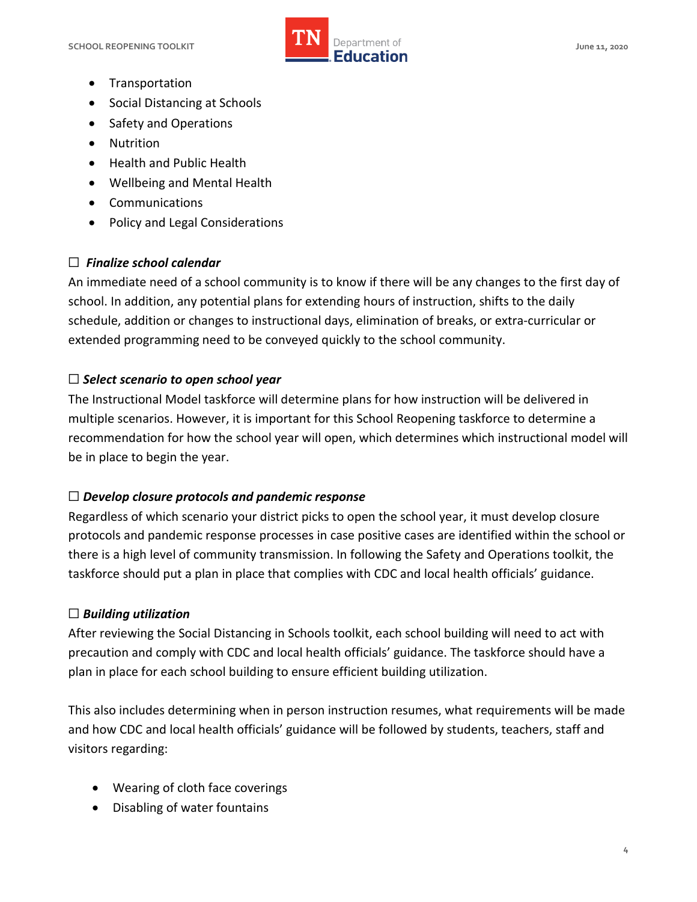- Transportation
- Social Distancing at Schools
- Safety and Operations
- Nutrition
- Health and Public Health
- Wellbeing and Mental Health
- Communications
- Policy and Legal Considerations

☐ ***Finalize school calendar***

An immediate need of a school community is to know if there will be any changes to the first day of school. In addition, any potential plans for extending hours of instruction, shifts to the daily schedule, addition or changes to instructional days, elimination of breaks, or extra-curricular or extended programming need to be conveyed quickly to the school community.

☐ ***Select scenario to open school year***

The Instructional Model taskforce will determine plans for how instruction will be delivered in multiple scenarios. However, it is important for this School Reopening taskforce to determine a recommendation for how the school year will open, which determines which instructional model will be in place to begin the year.

☐ ***Develop closure protocols and pandemic response***

Regardless of which scenario your district picks to open the school year, it must develop closure protocols and pandemic response processes in case positive cases are identified within the school or there is a high level of community transmission. In following the Safety and Operations toolkit, the taskforce should put a plan in place that complies with CDC and local health officials' guidance.

☐ ***Building utilization***

After reviewing the Social Distancing in Schools toolkit, each school building will need to act with precaution and comply with CDC and local health officials' guidance. The taskforce should have a plan in place for each school building to ensure efficient building utilization.

This also includes determining when in person instruction resumes, what requirements will be made and how CDC and local health officials' guidance will be followed by students, teachers, staff and visitors regarding:

- Wearing of cloth face coverings
- Disabling of water fountains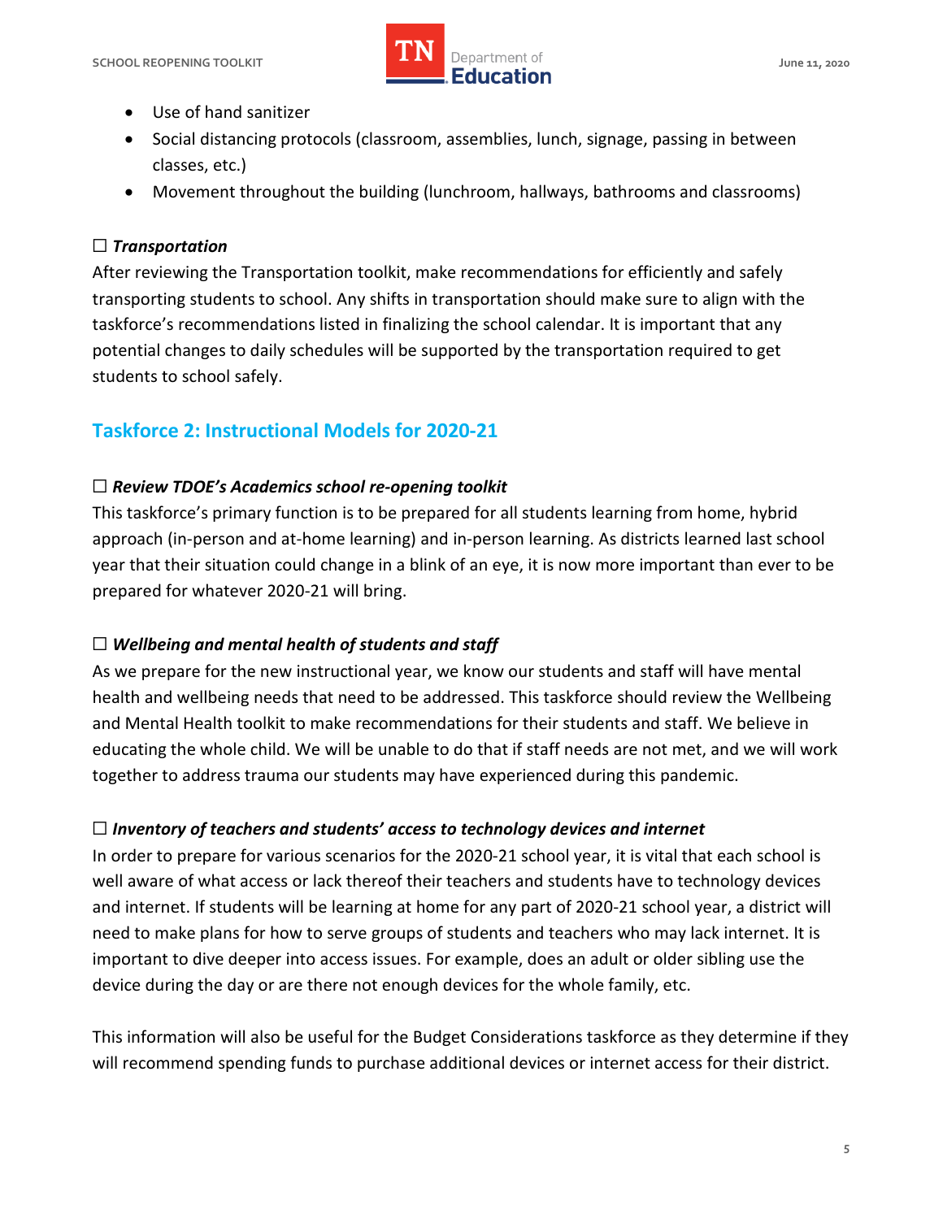- Use of hand sanitizer
- Social distancing protocols (classroom, assemblies, lunch, signage, passing in between classes, etc.)
- Movement throughout the building (lunchroom, hallways, bathrooms and classrooms)

☐ ***Transportation***

After reviewing the Transportation toolkit, make recommendations for efficiently and safely transporting students to school. Any shifts in transportation should make sure to align with the taskforce's recommendations listed in finalizing the school calendar. It is important that any potential changes to daily schedules will be supported by the transportation required to get students to school safely.

## Taskforce 2: Instructional Models for 2020-21

☐ ***Review TDOE's Academics school re-opening toolkit***

This taskforce's primary function is to be prepared for all students learning from home, hybrid approach (in-person and at-home learning) and in-person learning. As districts learned last school year that their situation could change in a blink of an eye, it is now more important than ever to be prepared for whatever 2020-21 will bring.

☐ ***Wellbeing and mental health of students and staff***

As we prepare for the new instructional year, we know our students and staff will have mental health and wellbeing needs that need to be addressed. This taskforce should review the Wellbeing and Mental Health toolkit to make recommendations for their students and staff. We believe in educating the whole child. We will be unable to do that if staff needs are not met, and we will work together to address trauma our students may have experienced during this pandemic.

☐ ***Inventory of teachers and students' access to technology devices and internet***

In order to prepare for various scenarios for the 2020-21 school year, it is vital that each school is well aware of what access or lack thereof their teachers and students have to technology devices and internet. If students will be learning at home for any part of 2020-21 school year, a district will need to make plans for how to serve groups of students and teachers who may lack internet. It is important to dive deeper into access issues. For example, does an adult or older sibling use the device during the day or are there not enough devices for the whole family, etc.

This information will also be useful for the Budget Considerations taskforce as they determine if they will recommend spending funds to purchase additional devices or internet access for their district.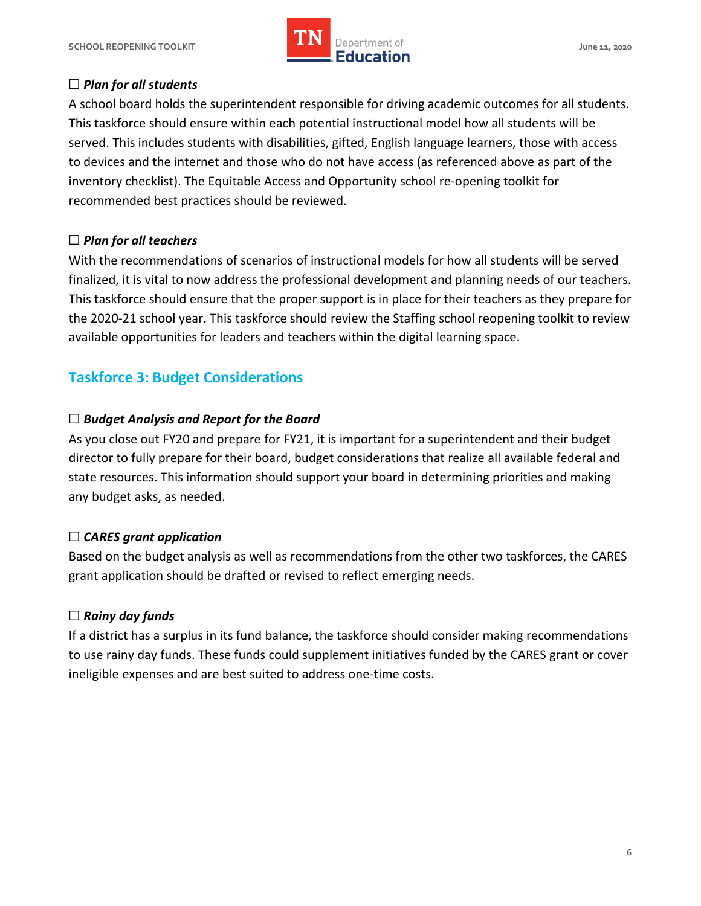☐ ***Plan for all students***

A school board holds the superintendent responsible for driving academic outcomes for all students. This taskforce should ensure within each potential instructional model how all students will be served. This includes students with disabilities, gifted, English language learners, those with access to devices and the internet and those who do not have access (as referenced above as part of the inventory checklist). The Equitable Access and Opportunity school re-opening toolkit for recommended best practices should be reviewed.

☐ ***Plan for all teachers***

With the recommendations of scenarios of instructional models for how all students will be served finalized, it is vital to now address the professional development and planning needs of our teachers. This taskforce should ensure that the proper support is in place for their teachers as they prepare for the 2020-21 school year. This taskforce should review the Staffing school reopening toolkit to review available opportunities for leaders and teachers within the digital learning space.

## Taskforce 3: Budget Considerations

☐ ***Budget Analysis and Report for the Board***

As you close out FY20 and prepare for FY21, it is important for a superintendent and their budget director to fully prepare for their board, budget considerations that realize all available federal and state resources. This information should support your board in determining priorities and making any budget asks, as needed.

☐ ***CARES grant application***

Based on the budget analysis as well as recommendations from the other two taskforces, the CARES grant application should be drafted or revised to reflect emerging needs.

☐ ***Rainy day funds***

If a district has a surplus in its fund balance, the taskforce should consider making recommendations to use rainy day funds. These funds could supplement initiatives funded by the CARES grant or cover ineligible expenses and are best suited to address one-time costs.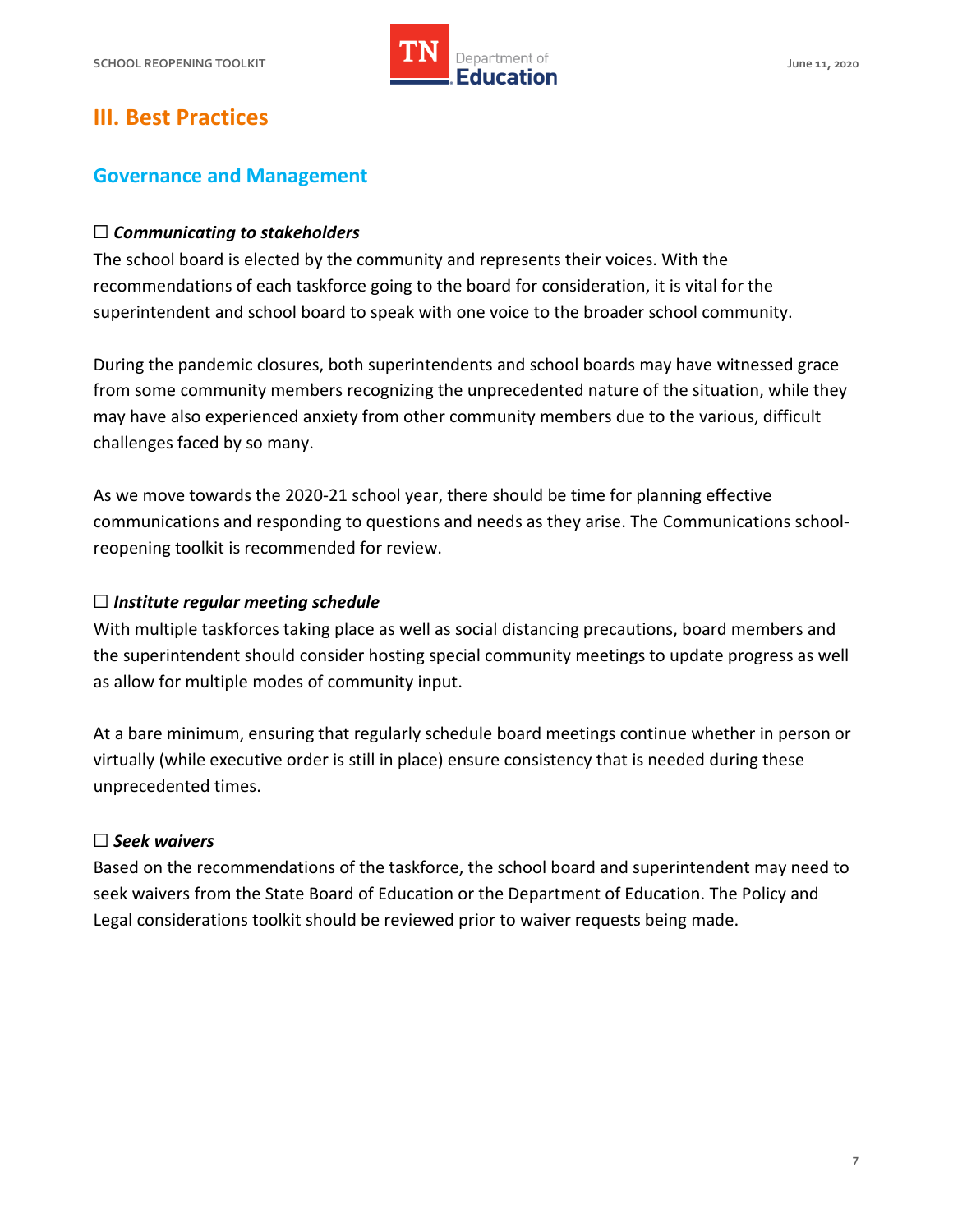## III. Best Practices

### Governance and Management

☐ ***Communicating to stakeholders***

The school board is elected by the community and represents their voices. With the recommendations of each taskforce going to the board for consideration, it is vital for the superintendent and school board to speak with one voice to the broader school community.

During the pandemic closures, both superintendents and school boards may have witnessed grace from some community members recognizing the unprecedented nature of the situation, while they may have also experienced anxiety from other community members due to the various, difficult challenges faced by so many.

As we move towards the 2020-21 school year, there should be time for planning effective communications and responding to questions and needs as they arise. The Communications school-reopening toolkit is recommended for review.

☐ ***Institute regular meeting schedule***

With multiple taskforces taking place as well as social distancing precautions, board members and the superintendent should consider hosting special community meetings to update progress as well as allow for multiple modes of community input.

At a bare minimum, ensuring that regularly schedule board meetings continue whether in person or virtually (while executive order is still in place) ensure consistency that is needed during these unprecedented times.

☐ ***Seek waivers***

Based on the recommendations of the taskforce, the school board and superintendent may need to seek waivers from the State Board of Education or the Department of Education. The Policy and Legal considerations toolkit should be reviewed prior to waiver requests being made.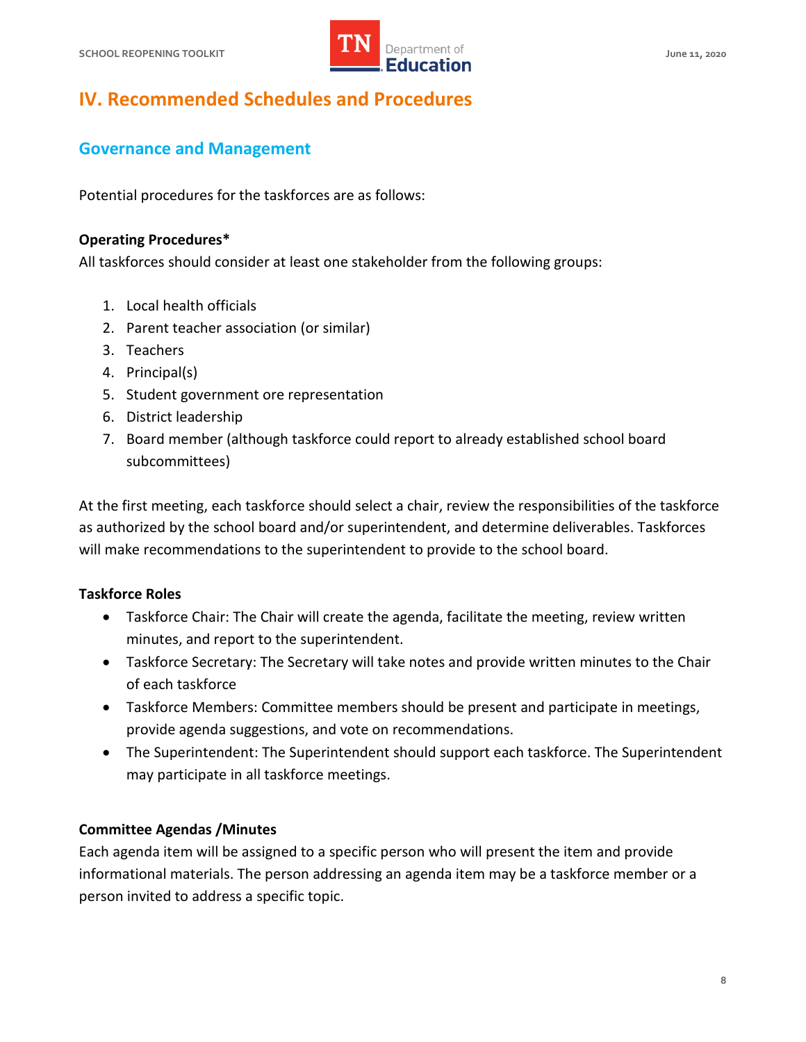## IV. Recommended Schedules and Procedures

### Governance and Management

Potential procedures for the taskforces are as follows:

**Operating Procedures***

All taskforces should consider at least one stakeholder from the following groups:

1. Local health officials
2. Parent teacher association (or similar)
3. Teachers
4. Principal(s)
5. Student government ore representation
6. District leadership
7. Board member (although taskforce could report to already established school board subcommittees)

At the first meeting, each taskforce should select a chair, review the responsibilities of the taskforce as authorized by the school board and/or superintendent, and determine deliverables. Taskforces will make recommendations to the superintendent to provide to the school board.

**Taskforce Roles**

- Taskforce Chair: The Chair will create the agenda, facilitate the meeting, review written minutes, and report to the superintendent.
- Taskforce Secretary: The Secretary will take notes and provide written minutes to the Chair of each taskforce
- Taskforce Members: Committee members should be present and participate in meetings, provide agenda suggestions, and vote on recommendations.
- The Superintendent: The Superintendent should support each taskforce. The Superintendent may participate in all taskforce meetings.

**Committee Agendas /Minutes**

Each agenda item will be assigned to a specific person who will present the item and provide informational materials. The person addressing an agenda item may be a taskforce member or a person invited to address a specific topic.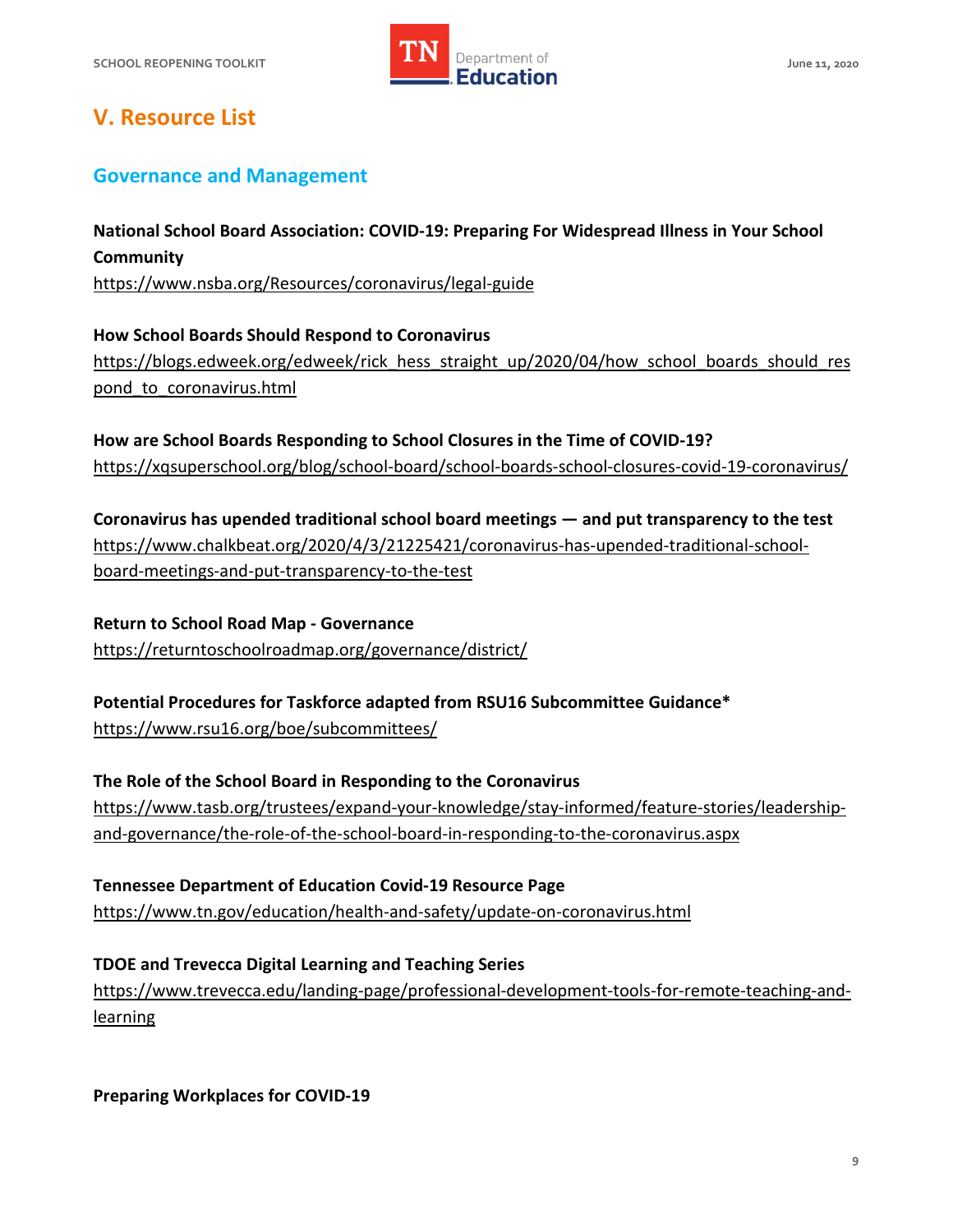## V. Resource List

### Governance and Management

**National School Board Association: COVID-19: Preparing For Widespread Illness in Your School Community**
https://www.nsba.org/Resources/coronavirus/legal-guide

**How School Boards Should Respond to Coronavirus**
https://blogs.edweek.org/edweek/rick_hess_straight_up/2020/04/how_school_boards_should_respond_to_coronavirus.html

**How are School Boards Responding to School Closures in the Time of COVID-19?**
https://xqsuperschool.org/blog/school-board/school-boards-school-closures-covid-19-coronavirus/

**Coronavirus has upended traditional school board meetings — and put transparency to the test**
https://www.chalkbeat.org/2020/4/3/21225421/coronavirus-has-upended-traditional-school-board-meetings-and-put-transparency-to-the-test

**Return to School Road Map - Governance**
https://returntoschoolroadmap.org/governance/district/

**Potential Procedures for Taskforce adapted from RSU16 Subcommittee Guidance***
https://www.rsu16.org/boe/subcommittees/

**The Role of the School Board in Responding to the Coronavirus**
https://www.tasb.org/trustees/expand-your-knowledge/stay-informed/feature-stories/leadership-and-governance/the-role-of-the-school-board-in-responding-to-the-coronavirus.aspx

**Tennessee Department of Education Covid-19 Resource Page**
https://www.tn.gov/education/health-and-safety/update-on-coronavirus.html

**TDOE and Trevecca Digital Learning and Teaching Series**
https://www.trevecca.edu/landing-page/professional-development-tools-for-remote-teaching-and-learning

**Preparing Workplaces for COVID-19**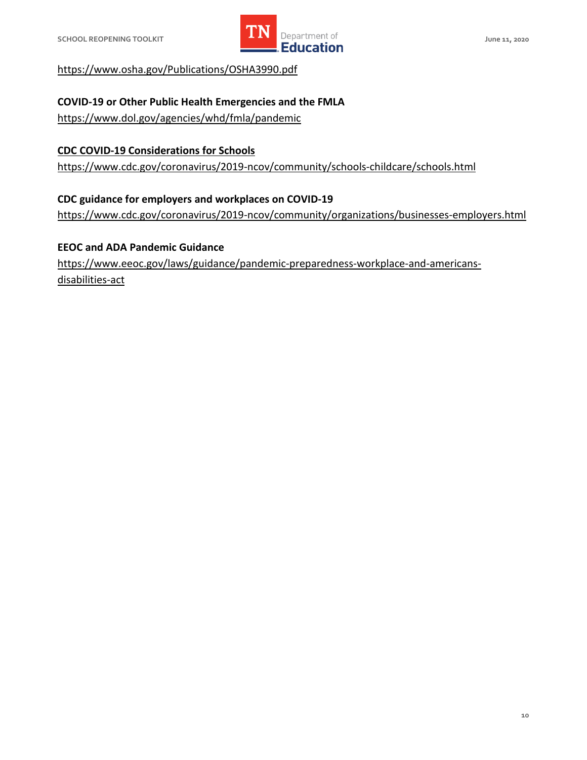https://www.osha.gov/Publications/OSHA3990.pdf

**COVID-19 or Other Public Health Emergencies and the FMLA**
https://www.dol.gov/agencies/whd/fmla/pandemic

**CDC COVID-19 Considerations for Schools**
https://www.cdc.gov/coronavirus/2019-ncov/community/schools-childcare/schools.html

**CDC guidance for employers and workplaces on COVID-19**
https://www.cdc.gov/coronavirus/2019-ncov/community/organizations/businesses-employers.html

**EEOC and ADA Pandemic Guidance**
https://www.eeoc.gov/laws/guidance/pandemic-preparedness-workplace-and-americans-disabilities-act